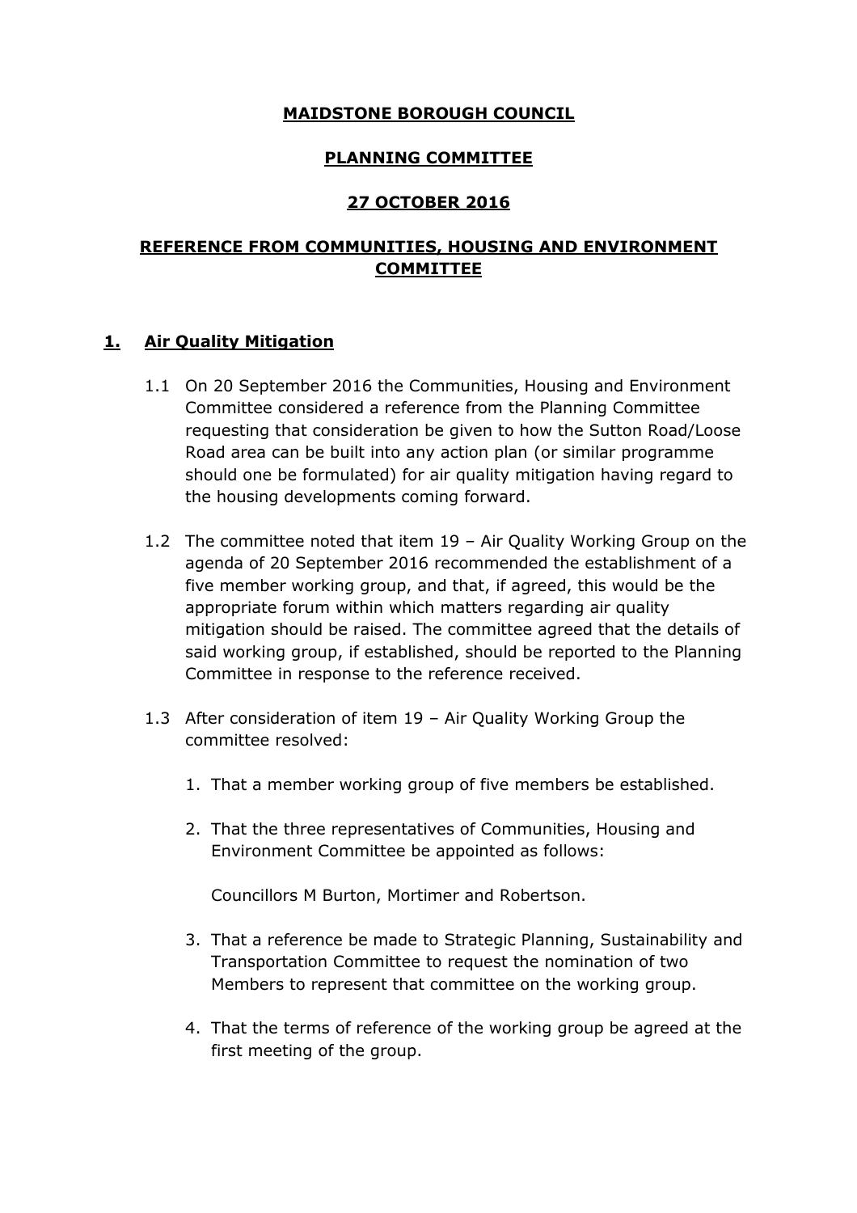**MAIDSTONE BOROUGH COUNCIL**

**PLANNING COMMITTEE**

**27 OCTOBER 2016**

**REFERENCE FROM COMMUNITIES, HOUSING AND ENVIRONMENT COMMITTEE**

## 1. Air Quality Mitigation

1.1 On 20 September 2016 the Communities, Housing and Environment Committee considered a reference from the Planning Committee requesting that consideration be given to how the Sutton Road/Loose Road area can be built into any action plan (or similar programme should one be formulated) for air quality mitigation having regard to the housing developments coming forward.

1.2 The committee noted that item 19 – Air Quality Working Group on the agenda of 20 September 2016 recommended the establishment of a five member working group, and that, if agreed, this would be the appropriate forum within which matters regarding air quality mitigation should be raised. The committee agreed that the details of said working group, if established, should be reported to the Planning Committee in response to the reference received.

1.3 After consideration of item 19 – Air Quality Working Group the committee resolved:

1. That a member working group of five members be established.
2. That the three representatives of Communities, Housing and Environment Committee be appointed as follows:

   Councillors M Burton, Mortimer and Robertson.

3. That a reference be made to Strategic Planning, Sustainability and Transportation Committee to request the nomination of two Members to represent that committee on the working group.
4. That the terms of reference of the working group be agreed at the first meeting of the group.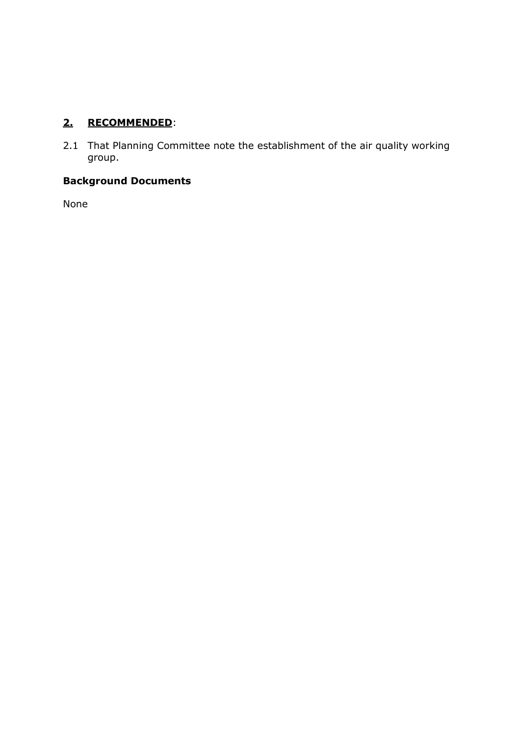## 2. RECOMMENDED:

2.1 That Planning Committee note the establishment of the air quality working group.

**Background Documents**

None